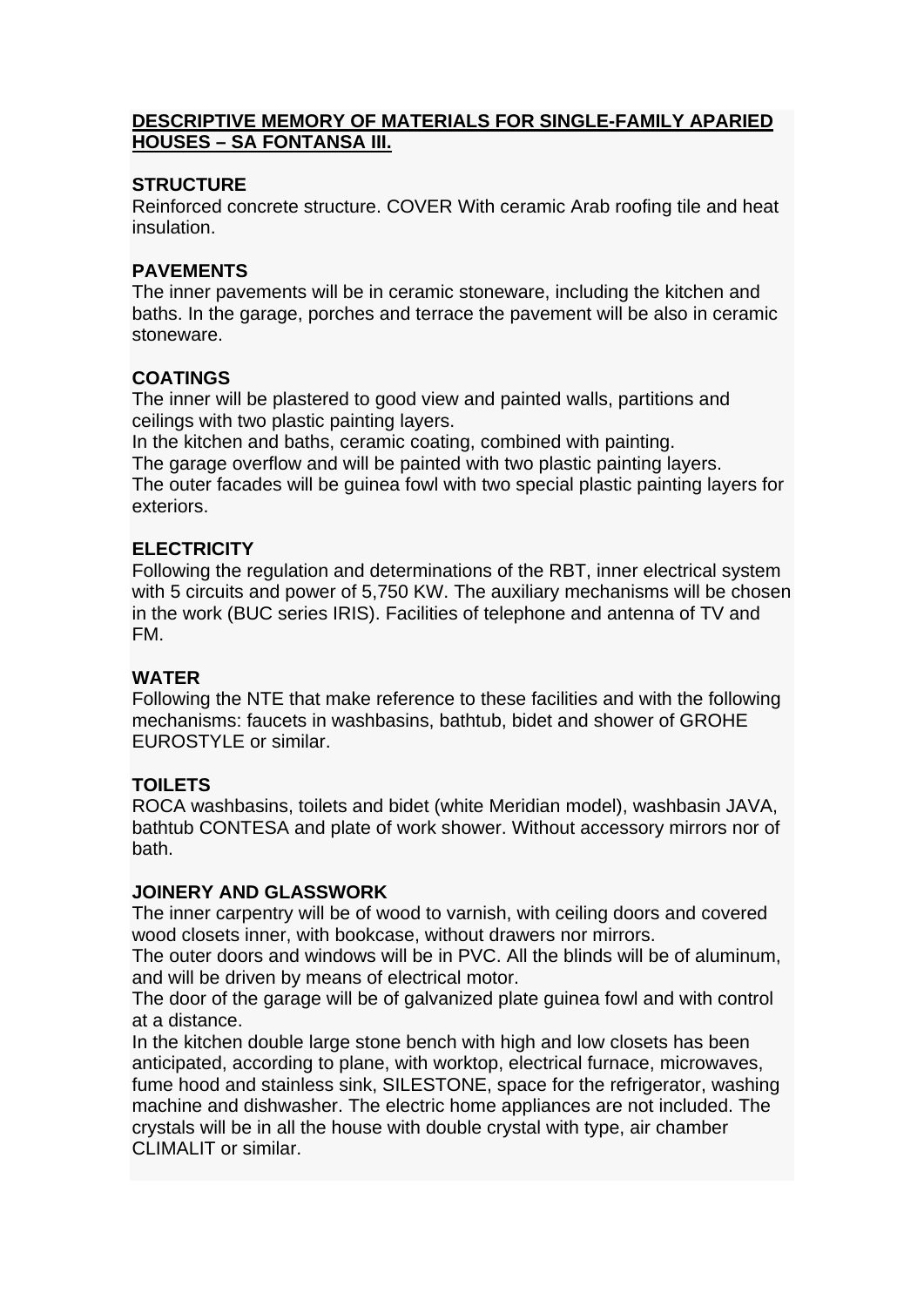**DESCRIPTIVE MEMORY OF MATERIALS FOR SINGLE-FAMILY APARIED HOUSES – SA FONTANSA III.**

**STRUCTURE**

Reinforced concrete structure. COVER With ceramic Arab roofing tile and heat insulation.

**PAVEMENTS**

The inner pavements will be in ceramic stoneware, including the kitchen and baths. In the garage, porches and terrace the pavement will be also in ceramic stoneware.

**COATINGS**

The inner will be plastered to good view and painted walls, partitions and ceilings with two plastic painting layers.
In the kitchen and baths, ceramic coating, combined with painting.
The garage overflow and will be painted with two plastic painting layers.
The outer facades will be guinea fowl with two special plastic painting layers for exteriors.

**ELECTRICITY**

Following the regulation and determinations of the RBT, inner electrical system with 5 circuits and power of 5,750 KW. The auxiliary mechanisms will be chosen in the work (BUC series IRIS). Facilities of telephone and antenna of TV and FM.

**WATER**

Following the NTE that make reference to these facilities and with the following mechanisms: faucets in washbasins, bathtub, bidet and shower of GROHE EUROSTYLE or similar.

**TOILETS**

ROCA washbasins, toilets and bidet (white Meridian model), washbasin JAVA, bathtub CONTESA and plate of work shower. Without accessory mirrors nor of bath.

**JOINERY AND GLASSWORK**

The inner carpentry will be of wood to varnish, with ceiling doors and covered wood closets inner, with bookcase, without drawers nor mirrors.
The outer doors and windows will be in PVC. All the blinds will be of aluminum, and will be driven by means of electrical motor.
The door of the garage will be of galvanized plate guinea fowl and with control at a distance.
In the kitchen double large stone bench with high and low closets has been anticipated, according to plane, with worktop, electrical furnace, microwaves, fume hood and stainless sink, SILESTONE, space for the refrigerator, washing machine and dishwasher. The electric home appliances are not included. The crystals will be in all the house with double crystal with type, air chamber CLIMALIT or similar.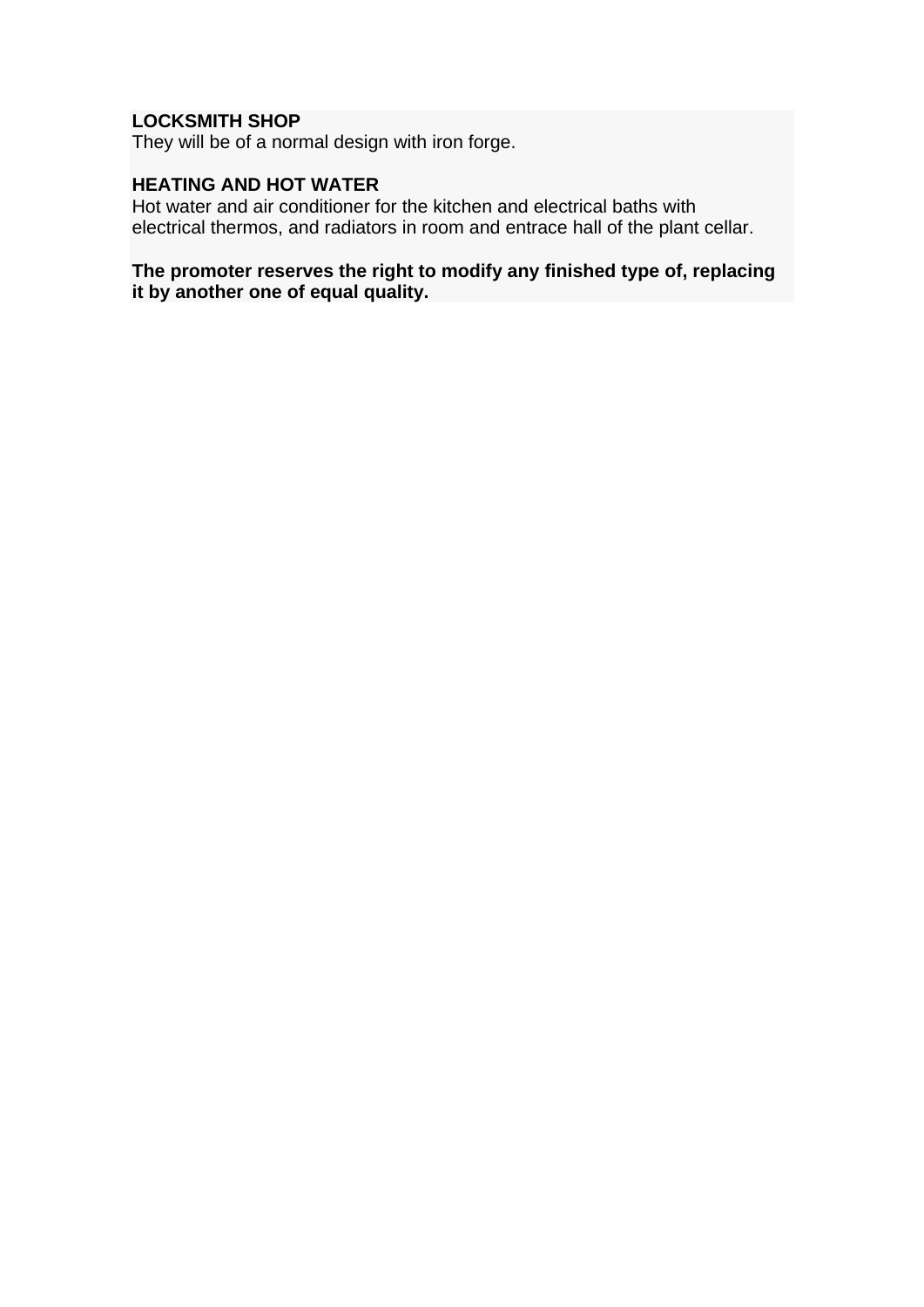**LOCKSMITH SHOP**
They will be of a normal design with iron forge.

**HEATING AND HOT WATER**
Hot water and air conditioner for the kitchen and electrical baths with electrical thermos, and radiators in room and entrace hall of the plant cellar.

**The promoter reserves the right to modify any finished type of, replacing it by another one of equal quality.**